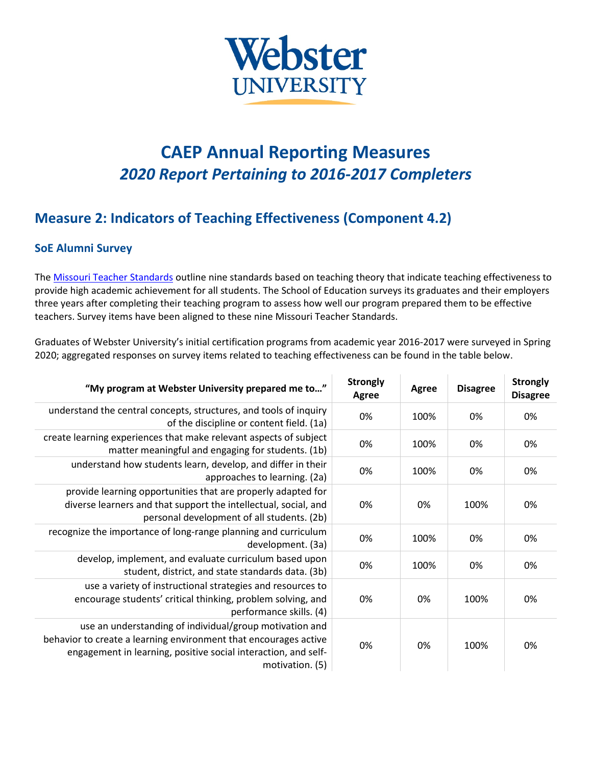Webster UNIVERSITY

# CAEP Annual Reporting Measures
## *2020 Report Pertaining to 2016-2017 Completers*

## Measure 2: Indicators of Teaching Effectiveness (Component 4.2)

### SoE Alumni Survey

The [Missouri Teacher Standards]() outline nine standards based on teaching theory that indicate teaching effectiveness to provide high academic achievement for all students. The School of Education surveys its graduates and their employers three years after completing their teaching program to assess how well our program prepared them to be effective teachers. Survey items have been aligned to these nine Missouri Teacher Standards.

Graduates of Webster University's initial certification programs from academic year 2016-2017 were surveyed in Spring 2020; aggregated responses on survey items related to teaching effectiveness can be found in the table below.

| "My program at Webster University prepared me to…" | Strongly Agree | Agree | Disagree | Strongly Disagree |
|---|---|---|---|---|
| understand the central concepts, structures, and tools of inquiry of the discipline or content field. (1a) | 0% | 100% | 0% | 0% |
| create learning experiences that make relevant aspects of subject matter meaningful and engaging for students. (1b) | 0% | 100% | 0% | 0% |
| understand how students learn, develop, and differ in their approaches to learning. (2a) | 0% | 100% | 0% | 0% |
| provide learning opportunities that are properly adapted for diverse learners and that support the intellectual, social, and personal development of all students. (2b) | 0% | 0% | 100% | 0% |
| recognize the importance of long-range planning and curriculum development. (3a) | 0% | 100% | 0% | 0% |
| develop, implement, and evaluate curriculum based upon student, district, and state standards data. (3b) | 0% | 100% | 0% | 0% |
| use a variety of instructional strategies and resources to encourage students' critical thinking, problem solving, and performance skills. (4) | 0% | 0% | 100% | 0% |
| use an understanding of individual/group motivation and behavior to create a learning environment that encourages active engagement in learning, positive social interaction, and self-motivation. (5) | 0% | 0% | 100% | 0% |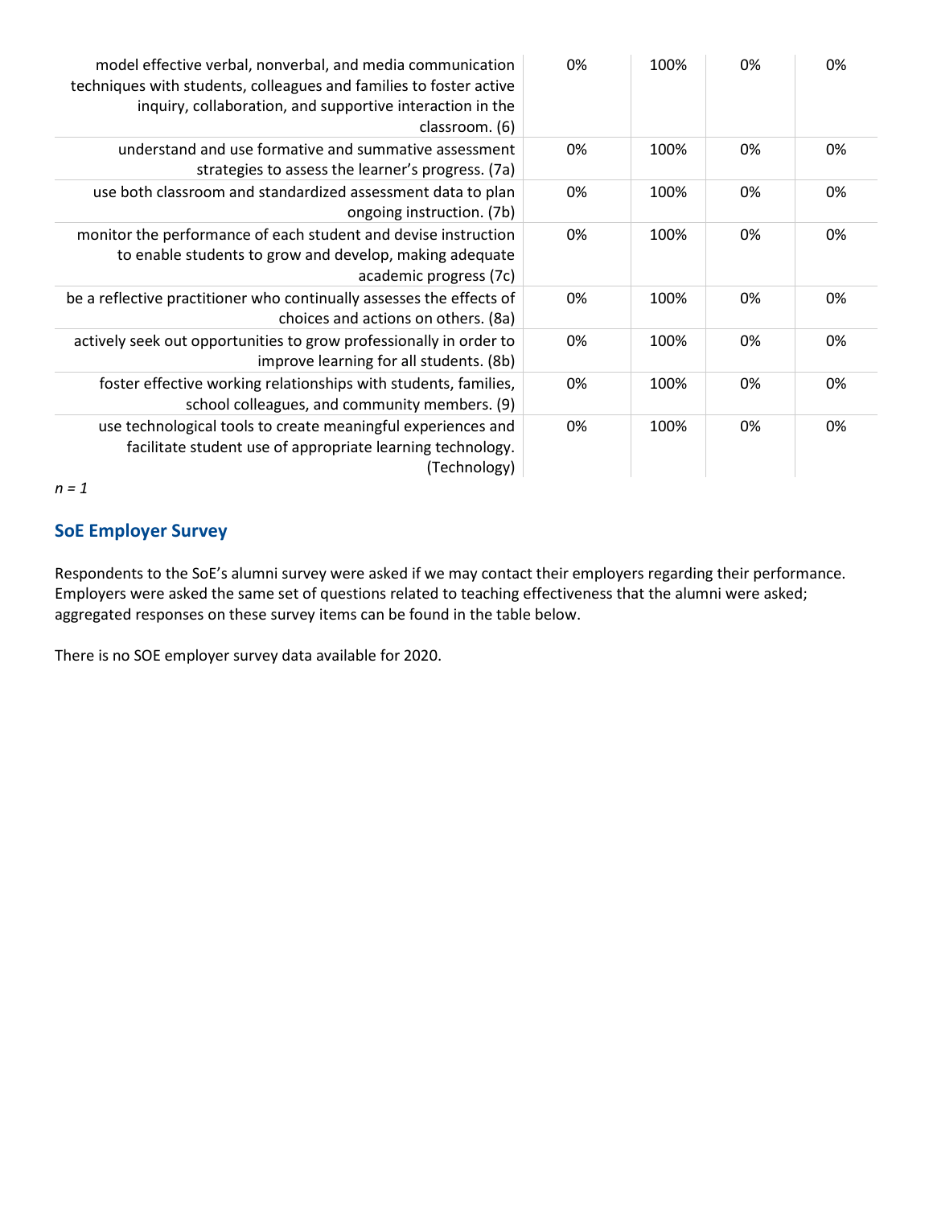| | | | | |
|---|---|---|---|---|
| model effective verbal, nonverbal, and media communication techniques with students, colleagues and families to foster active inquiry, collaboration, and supportive interaction in the classroom. (6) | 0% | 100% | 0% | 0% |
| understand and use formative and summative assessment strategies to assess the learner's progress. (7a) | 0% | 100% | 0% | 0% |
| use both classroom and standardized assessment data to plan ongoing instruction. (7b) | 0% | 100% | 0% | 0% |
| monitor the performance of each student and devise instruction to enable students to grow and develop, making adequate academic progress (7c) | 0% | 100% | 0% | 0% |
| be a reflective practitioner who continually assesses the effects of choices and actions on others. (8a) | 0% | 100% | 0% | 0% |
| actively seek out opportunities to grow professionally in order to improve learning for all students. (8b) | 0% | 100% | 0% | 0% |
| foster effective working relationships with students, families, school colleagues, and community members. (9) | 0% | 100% | 0% | 0% |
| use technological tools to create meaningful experiences and facilitate student use of appropriate learning technology. (Technology) | 0% | 100% | 0% | 0% |

*n = 1*

## SoE Employer Survey

Respondents to the SoE's alumni survey were asked if we may contact their employers regarding their performance. Employers were asked the same set of questions related to teaching effectiveness that the alumni were asked; aggregated responses on these survey items can be found in the table below.

There is no SOE employer survey data available for 2020.